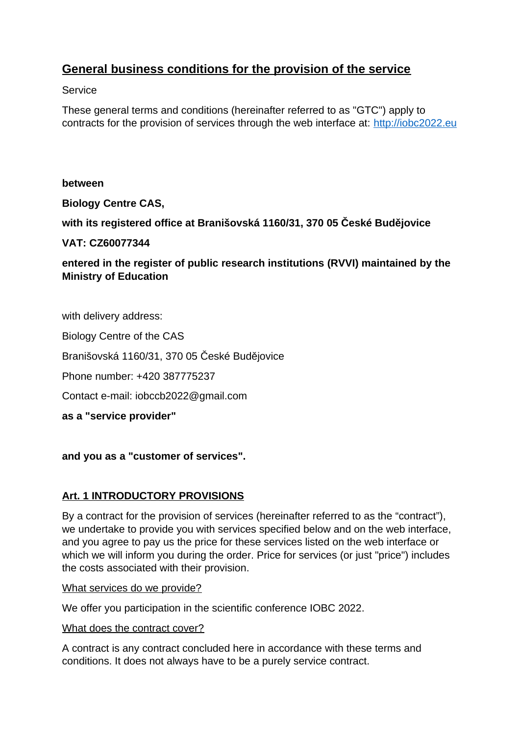## General business conditions for the provision of the service

Service

These general terms and conditions (hereinafter referred to as "GTC") apply to contracts for the provision of services through the web interface at: [http://iobc2022.eu](http://iobc2022.eu)

**between**

**Biology Centre CAS,**

**with its registered office at Branišovská 1160/31, 370 05 České Budějovice**

**VAT: CZ60077344**

**entered in the register of public research institutions (RVVI) maintained by the Ministry of Education**

with delivery address:

Biology Centre of the CAS

Branišovská 1160/31, 370 05 České Budějovice

Phone number: +420 387775237

Contact e-mail: iobccb2022@gmail.com

**as a "service provider"**

**and you as a "customer of services".**

### Art. 1 INTRODUCTORY PROVISIONS

By a contract for the provision of services (hereinafter referred to as the "contract"), we undertake to provide you with services specified below and on the web interface, and you agree to pay us the price for these services listed on the web interface or which we will inform you during the order. Price for services (or just "price") includes the costs associated with their provision.

What services do we provide?

We offer you participation in the scientific conference IOBC 2022.

What does the contract cover?

A contract is any contract concluded here in accordance with these terms and conditions. It does not always have to be a purely service contract.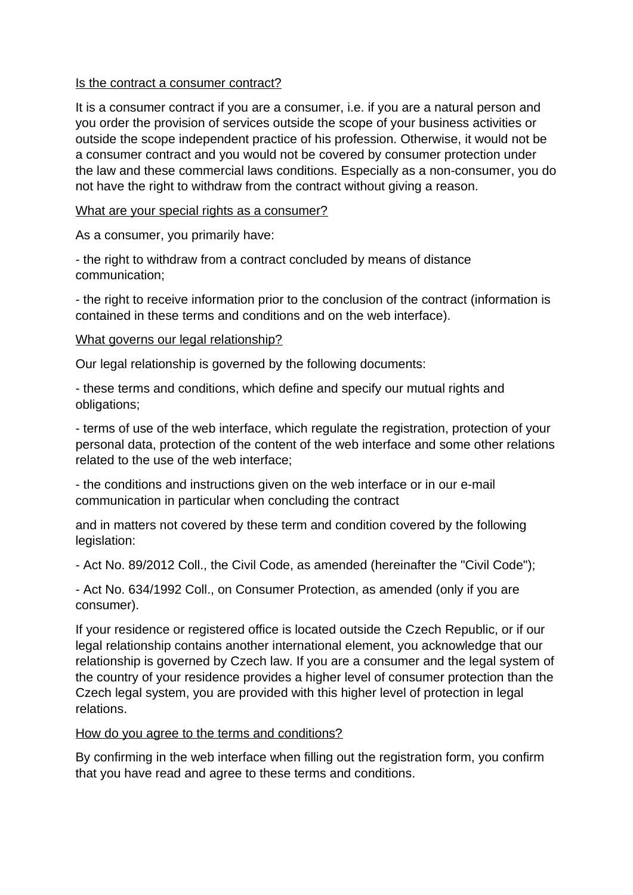<u>Is the contract a consumer contract?</u>

It is a consumer contract if you are a consumer, i.e. if you are a natural person and you order the provision of services outside the scope of your business activities or outside the scope independent practice of his profession. Otherwise, it would not be a consumer contract and you would not be covered by consumer protection under the law and these commercial laws conditions. Especially as a non-consumer, you do not have the right to withdraw from the contract without giving a reason.

<u>What are your special rights as a consumer?</u>

As a consumer, you primarily have:

- the right to withdraw from a contract concluded by means of distance communication;

- the right to receive information prior to the conclusion of the contract (information is contained in these terms and conditions and on the web interface).

<u>What governs our legal relationship?</u>

Our legal relationship is governed by the following documents:

- these terms and conditions, which define and specify our mutual rights and obligations;

- terms of use of the web interface, which regulate the registration, protection of your personal data, protection of the content of the web interface and some other relations related to the use of the web interface;

- the conditions and instructions given on the web interface or in our e-mail communication in particular when concluding the contract

and in matters not covered by these term and condition covered by the following legislation:

- Act No. 89/2012 Coll., the Civil Code, as amended (hereinafter the "Civil Code");

- Act No. 634/1992 Coll., on Consumer Protection, as amended (only if you are consumer).

If your residence or registered office is located outside the Czech Republic, or if our legal relationship contains another international element, you acknowledge that our relationship is governed by Czech law. If you are a consumer and the legal system of the country of your residence provides a higher level of consumer protection than the Czech legal system, you are provided with this higher level of protection in legal relations.

<u>How do you agree to the terms and conditions?</u>

By confirming in the web interface when filling out the registration form, you confirm that you have read and agree to these terms and conditions.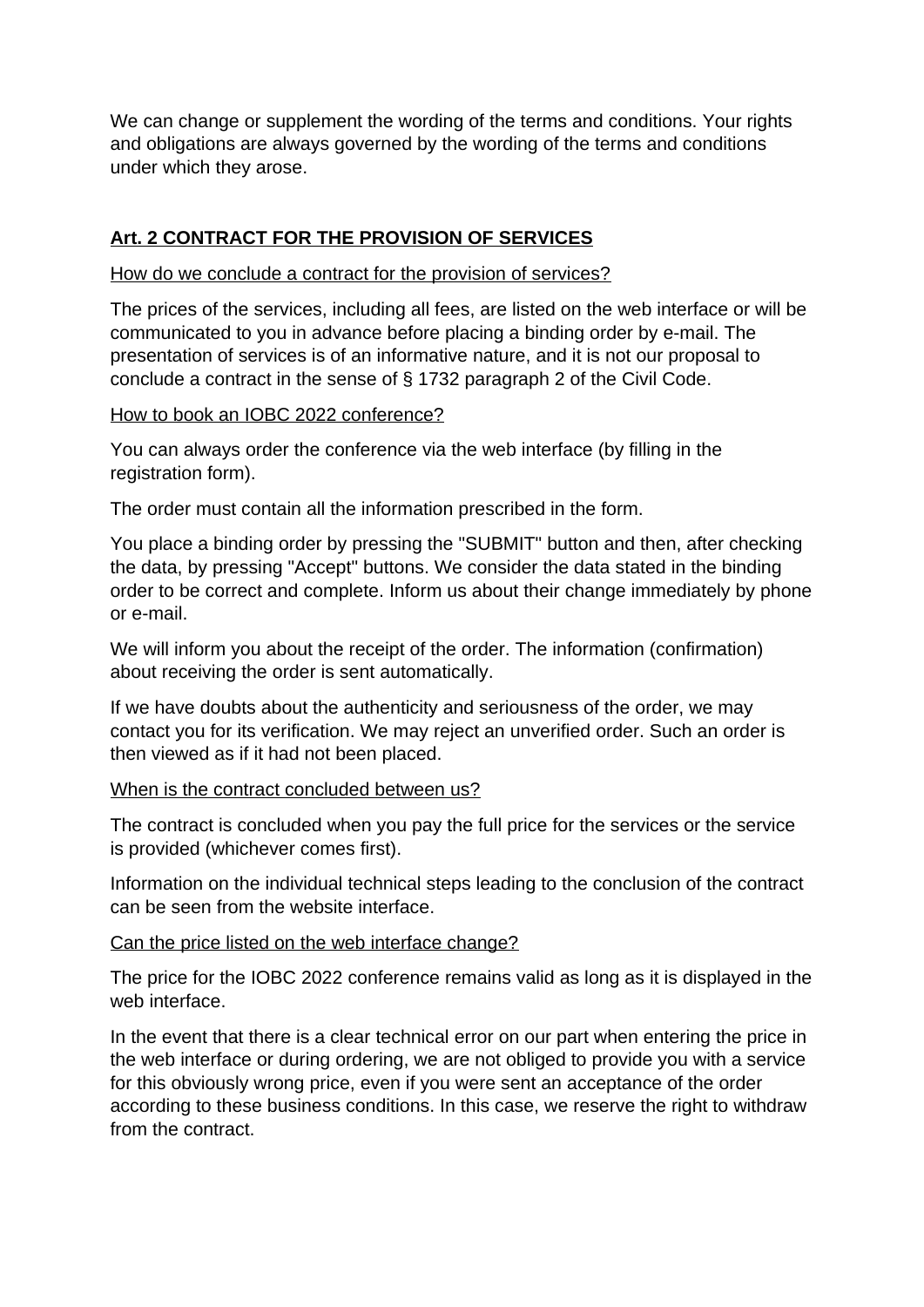We can change or supplement the wording of the terms and conditions. Your rights and obligations are always governed by the wording of the terms and conditions under which they arose.

## Art. 2 CONTRACT FOR THE PROVISION OF SERVICES

How do we conclude a contract for the provision of services?

The prices of the services, including all fees, are listed on the web interface or will be communicated to you in advance before placing a binding order by e-mail. The presentation of services is of an informative nature, and it is not our proposal to conclude a contract in the sense of § 1732 paragraph 2 of the Civil Code.

How to book an IOBC 2022 conference?

You can always order the conference via the web interface (by filling in the registration form).

The order must contain all the information prescribed in the form.

You place a binding order by pressing the "SUBMIT" button and then, after checking the data, by pressing "Accept" buttons. We consider the data stated in the binding order to be correct and complete. Inform us about their change immediately by phone or e-mail.

We will inform you about the receipt of the order. The information (confirmation) about receiving the order is sent automatically.

If we have doubts about the authenticity and seriousness of the order, we may contact you for its verification. We may reject an unverified order. Such an order is then viewed as if it had not been placed.

When is the contract concluded between us?

The contract is concluded when you pay the full price for the services or the service is provided (whichever comes first).

Information on the individual technical steps leading to the conclusion of the contract can be seen from the website interface.

Can the price listed on the web interface change?

The price for the IOBC 2022 conference remains valid as long as it is displayed in the web interface.

In the event that there is a clear technical error on our part when entering the price in the web interface or during ordering, we are not obliged to provide you with a service for this obviously wrong price, even if you were sent an acceptance of the order according to these business conditions. In this case, we reserve the right to withdraw from the contract.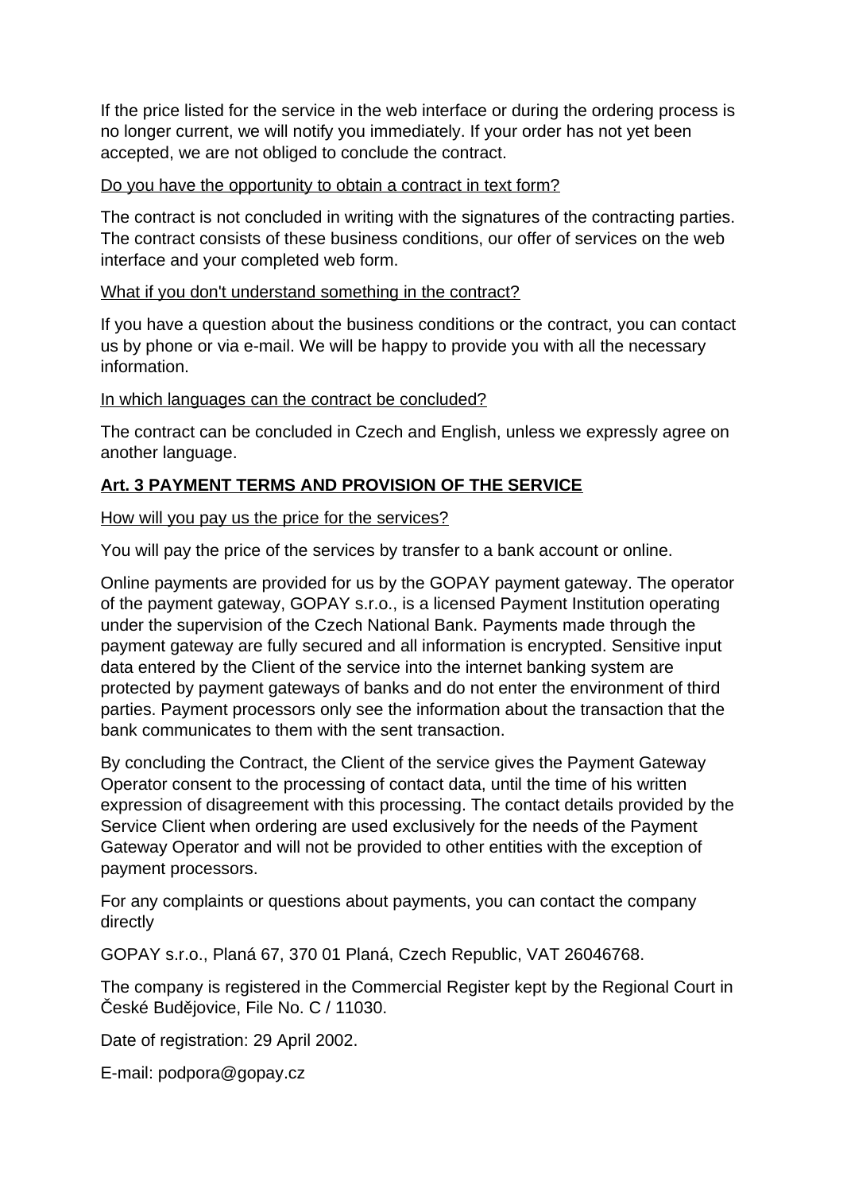If the price listed for the service in the web interface or during the ordering process is no longer current, we will notify you immediately. If your order has not yet been accepted, we are not obliged to conclude the contract.

Do you have the opportunity to obtain a contract in text form?

The contract is not concluded in writing with the signatures of the contracting parties. The contract consists of these business conditions, our offer of services on the web interface and your completed web form.

What if you don't understand something in the contract?

If you have a question about the business conditions or the contract, you can contact us by phone or via e-mail. We will be happy to provide you with all the necessary information.

In which languages can the contract be concluded?

The contract can be concluded in Czech and English, unless we expressly agree on another language.

## Art. 3 PAYMENT TERMS AND PROVISION OF THE SERVICE

How will you pay us the price for the services?

You will pay the price of the services by transfer to a bank account or online.

Online payments are provided for us by the GOPAY payment gateway. The operator of the payment gateway, GOPAY s.r.o., is a licensed Payment Institution operating under the supervision of the Czech National Bank. Payments made through the payment gateway are fully secured and all information is encrypted. Sensitive input data entered by the Client of the service into the internet banking system are protected by payment gateways of banks and do not enter the environment of third parties. Payment processors only see the information about the transaction that the bank communicates to them with the sent transaction.

By concluding the Contract, the Client of the service gives the Payment Gateway Operator consent to the processing of contact data, until the time of his written expression of disagreement with this processing. The contact details provided by the Service Client when ordering are used exclusively for the needs of the Payment Gateway Operator and will not be provided to other entities with the exception of payment processors.

For any complaints or questions about payments, you can contact the company directly

GOPAY s.r.o., Planá 67, 370 01 Planá, Czech Republic, VAT 26046768.

The company is registered in the Commercial Register kept by the Regional Court in České Budějovice, File No. C / 11030.

Date of registration: 29 April 2002.

E-mail: podpora@gopay.cz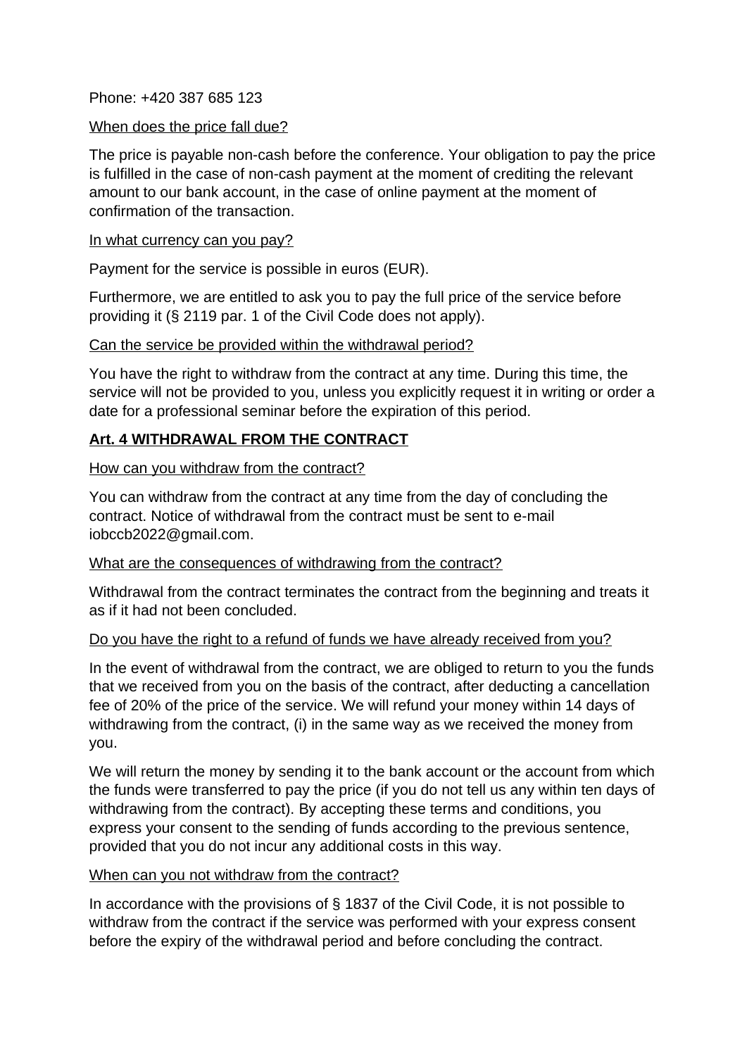Phone: +420 387 685 123

When does the price fall due?

The price is payable non-cash before the conference. Your obligation to pay the price is fulfilled in the case of non-cash payment at the moment of crediting the relevant amount to our bank account, in the case of online payment at the moment of confirmation of the transaction.

In what currency can you pay?

Payment for the service is possible in euros (EUR).

Furthermore, we are entitled to ask you to pay the full price of the service before providing it (§ 2119 par. 1 of the Civil Code does not apply).

Can the service be provided within the withdrawal period?

You have the right to withdraw from the contract at any time. During this time, the service will not be provided to you, unless you explicitly request it in writing or order a date for a professional seminar before the expiration of this period.

## Art. 4 WITHDRAWAL FROM THE CONTRACT

How can you withdraw from the contract?

You can withdraw from the contract at any time from the day of concluding the contract. Notice of withdrawal from the contract must be sent to e-mail iobccb2022@gmail.com.

What are the consequences of withdrawing from the contract?

Withdrawal from the contract terminates the contract from the beginning and treats it as if it had not been concluded.

Do you have the right to a refund of funds we have already received from you?

In the event of withdrawal from the contract, we are obliged to return to you the funds that we received from you on the basis of the contract, after deducting a cancellation fee of 20% of the price of the service. We will refund your money within 14 days of withdrawing from the contract, (i) in the same way as we received the money from you.

We will return the money by sending it to the bank account or the account from which the funds were transferred to pay the price (if you do not tell us any within ten days of withdrawing from the contract). By accepting these terms and conditions, you express your consent to the sending of funds according to the previous sentence, provided that you do not incur any additional costs in this way.

When can you not withdraw from the contract?

In accordance with the provisions of § 1837 of the Civil Code, it is not possible to withdraw from the contract if the service was performed with your express consent before the expiry of the withdrawal period and before concluding the contract.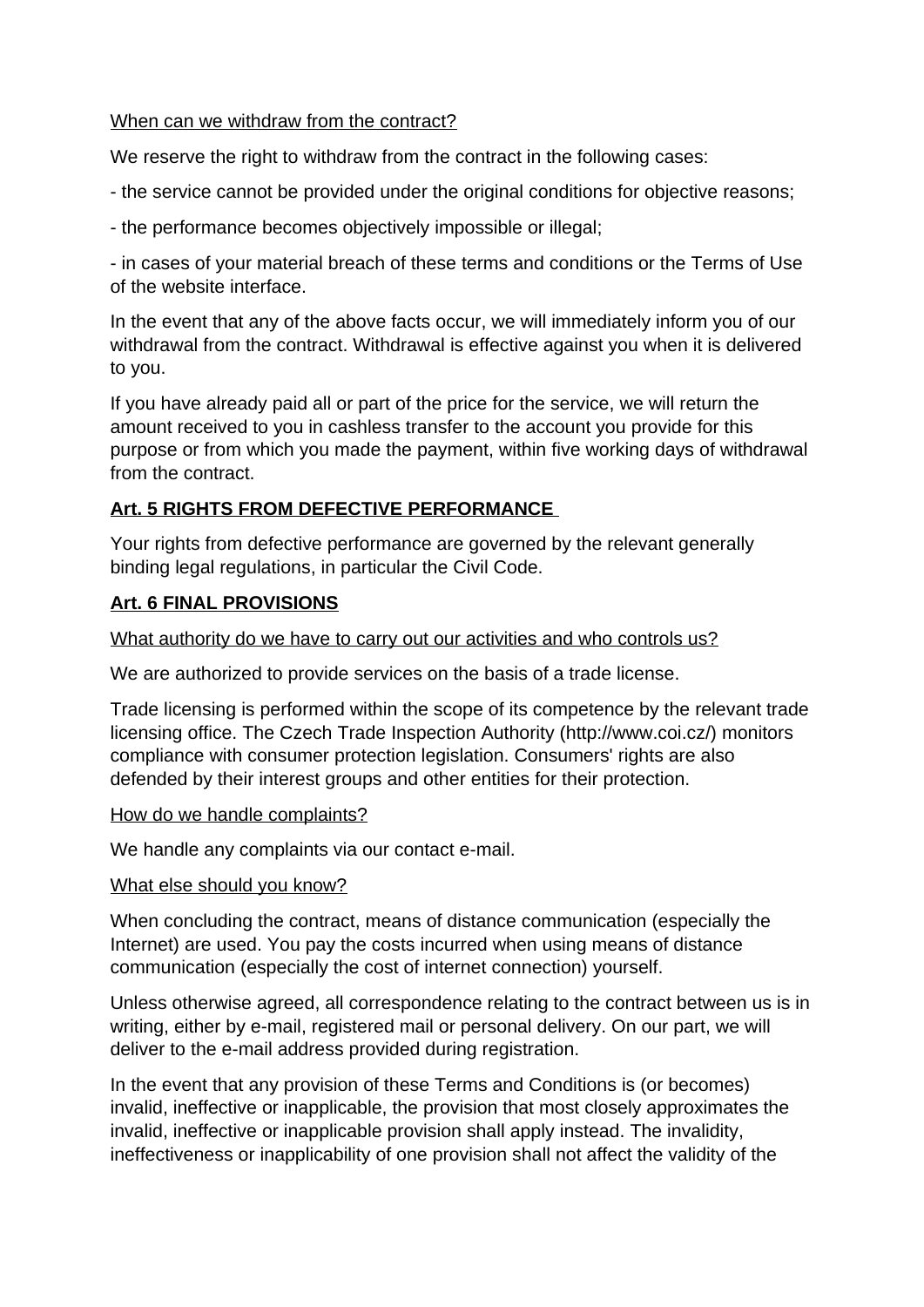When can we withdraw from the contract?

We reserve the right to withdraw from the contract in the following cases:

- the service cannot be provided under the original conditions for objective reasons;

- the performance becomes objectively impossible or illegal;

- in cases of your material breach of these terms and conditions or the Terms of Use of the website interface.

In the event that any of the above facts occur, we will immediately inform you of our withdrawal from the contract. Withdrawal is effective against you when it is delivered to you.

If you have already paid all or part of the price for the service, we will return the amount received to you in cashless transfer to the account you provide for this purpose or from which you made the payment, within five working days of withdrawal from the contract.

**Art. 5 RIGHTS FROM DEFECTIVE PERFORMANCE**

Your rights from defective performance are governed by the relevant generally binding legal regulations, in particular the Civil Code.

**Art. 6 FINAL PROVISIONS**

What authority do we have to carry out our activities and who controls us?

We are authorized to provide services on the basis of a trade license.

Trade licensing is performed within the scope of its competence by the relevant trade licensing office. The Czech Trade Inspection Authority (http://www.coi.cz/) monitors compliance with consumer protection legislation. Consumers' rights are also defended by their interest groups and other entities for their protection.

How do we handle complaints?

We handle any complaints via our contact e-mail.

What else should you know?

When concluding the contract, means of distance communication (especially the Internet) are used. You pay the costs incurred when using means of distance communication (especially the cost of internet connection) yourself.

Unless otherwise agreed, all correspondence relating to the contract between us is in writing, either by e-mail, registered mail or personal delivery. On our part, we will deliver to the e-mail address provided during registration.

In the event that any provision of these Terms and Conditions is (or becomes) invalid, ineffective or inapplicable, the provision that most closely approximates the invalid, ineffective or inapplicable provision shall apply instead. The invalidity, ineffectiveness or inapplicability of one provision shall not affect the validity of the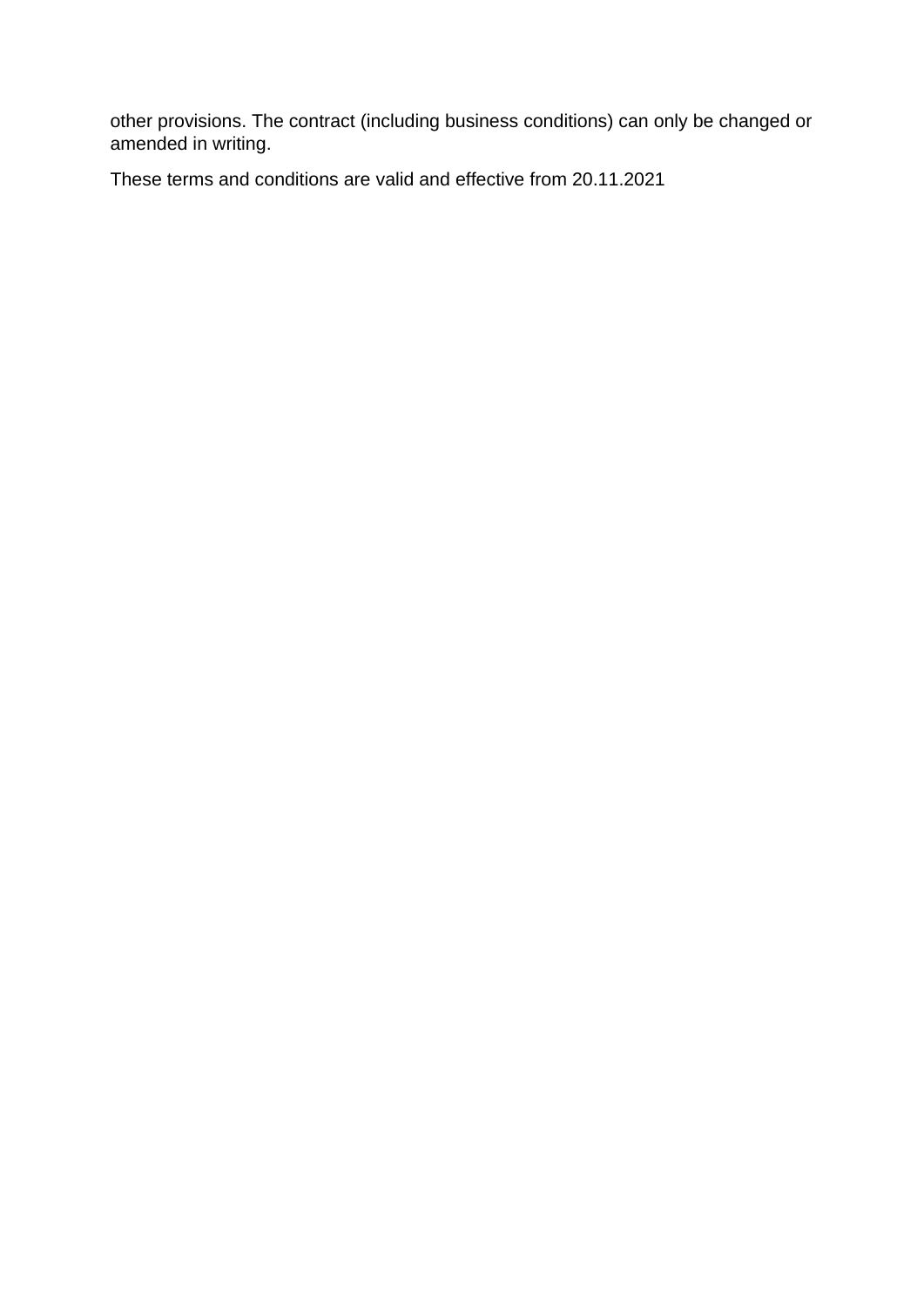other provisions. The contract (including business conditions) can only be changed or amended in writing.

These terms and conditions are valid and effective from 20.11.2021